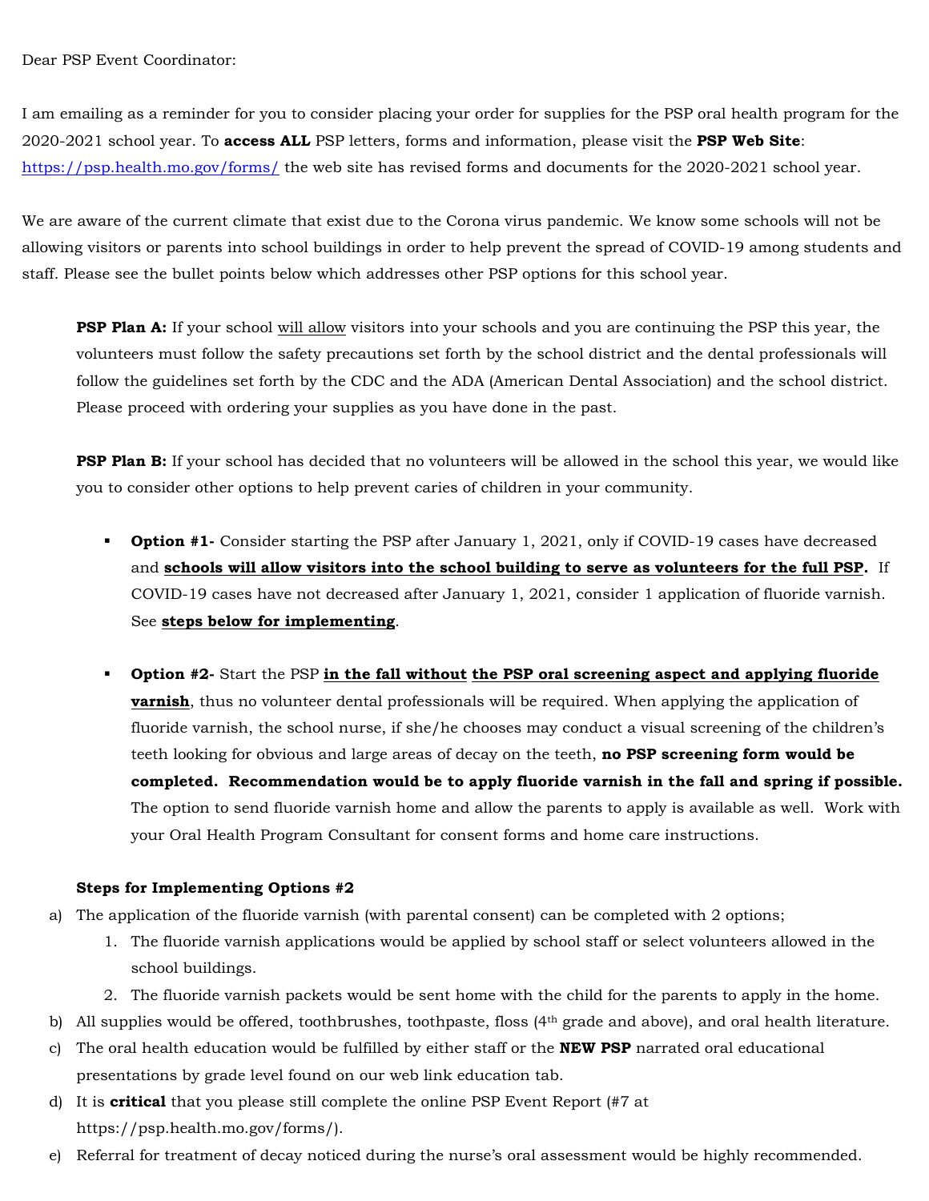Dear PSP Event Coordinator:

I am emailing as a reminder for you to consider placing your order for supplies for the PSP oral health program for the 2020-2021 school year. To **access ALL** PSP letters, forms and information, please visit the **PSP Web Site**: https://psp.health.mo.gov/forms/ the web site has revised forms and documents for the 2020-2021 school year.

We are aware of the current climate that exist due to the Corona virus pandemic. We know some schools will not be allowing visitors or parents into school buildings in order to help prevent the spread of COVID-19 among students and staff. Please see the bullet points below which addresses other PSP options for this school year.

**PSP Plan A:** If your school will allow visitors into your schools and you are continuing the PSP this year, the volunteers must follow the safety precautions set forth by the school district and the dental professionals will follow the guidelines set forth by the CDC and the ADA (American Dental Association) and the school district. Please proceed with ordering your supplies as you have done in the past.

**PSP Plan B:** If your school has decided that no volunteers will be allowed in the school this year, we would like you to consider other options to help prevent caries of children in your community.

- **Option #1-** Consider starting the PSP after January 1, 2021, only if COVID-19 cases have decreased and **schools will allow visitors into the school building to serve as volunteers for the full PSP.** If COVID-19 cases have not decreased after January 1, 2021, consider 1 application of fluoride varnish. See **steps below for implementing**.

- **Option #2-** Start the PSP **in the fall without the PSP oral screening aspect and applying fluoride varnish**, thus no volunteer dental professionals will be required. When applying the application of fluoride varnish, the school nurse, if she/he chooses may conduct a visual screening of the children's teeth looking for obvious and large areas of decay on the teeth, **no PSP screening form would be completed. Recommendation would be to apply fluoride varnish in the fall and spring if possible.** The option to send fluoride varnish home and allow the parents to apply is available as well. Work with your Oral Health Program Consultant for consent forms and home care instructions.

**Steps for Implementing Options #2**

a) The application of the fluoride varnish (with parental consent) can be completed with 2 options;
   1. The fluoride varnish applications would be applied by school staff or select volunteers allowed in the school buildings.
   2. The fluoride varnish packets would be sent home with the child for the parents to apply in the home.
b) All supplies would be offered, toothbrushes, toothpaste, floss (4th grade and above), and oral health literature.
c) The oral health education would be fulfilled by either staff or the **NEW PSP** narrated oral educational presentations by grade level found on our web link education tab.
d) It is **critical** that you please still complete the online PSP Event Report (#7 at https://psp.health.mo.gov/forms/).
e) Referral for treatment of decay noticed during the nurse's oral assessment would be highly recommended.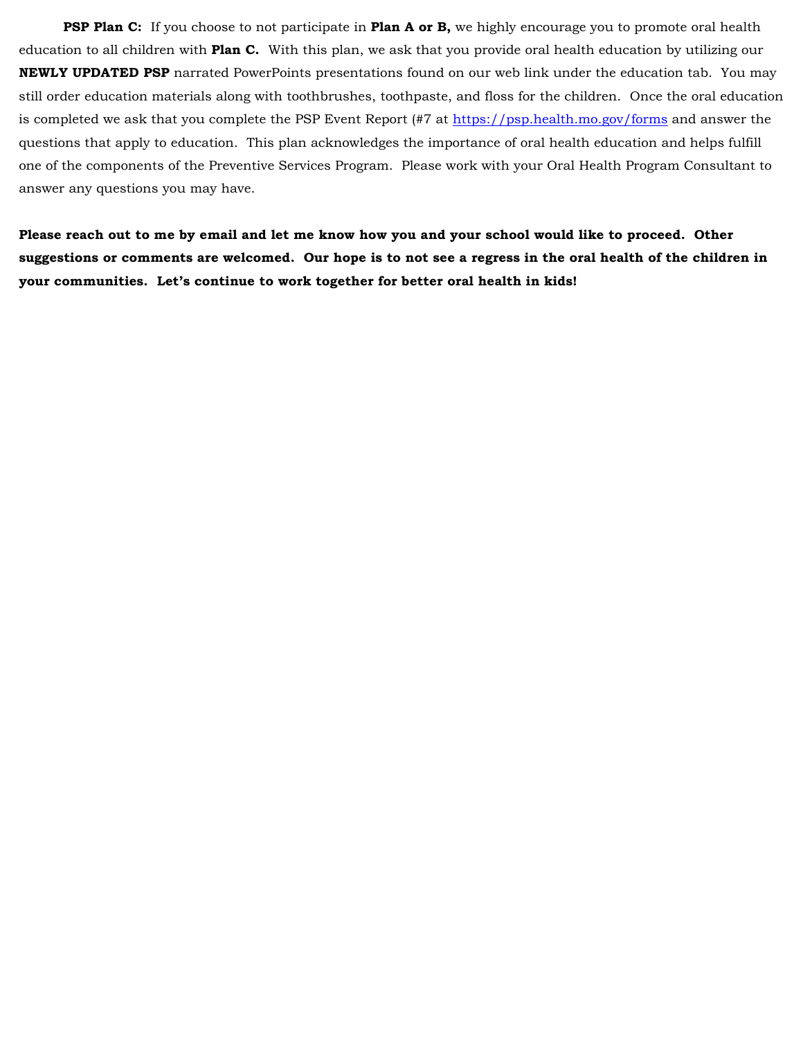**PSP Plan C:** If you choose to not participate in **Plan A or B,** we highly encourage you to promote oral health education to all children with **Plan C.** With this plan, we ask that you provide oral health education by utilizing our **NEWLY UPDATED PSP** narrated PowerPoints presentations found on our web link under the education tab. You may still order education materials along with toothbrushes, toothpaste, and floss for the children. Once the oral education is completed we ask that you complete the PSP Event Report (#7 at https://psp.health.mo.gov/forms and answer the questions that apply to education. This plan acknowledges the importance of oral health education and helps fulfill one of the components of the Preventive Services Program. Please work with your Oral Health Program Consultant to answer any questions you may have.

**Please reach out to me by email and let me know how you and your school would like to proceed. Other suggestions or comments are welcomed. Our hope is to not see a regress in the oral health of the children in your communities. Let's continue to work together for better oral health in kids!**